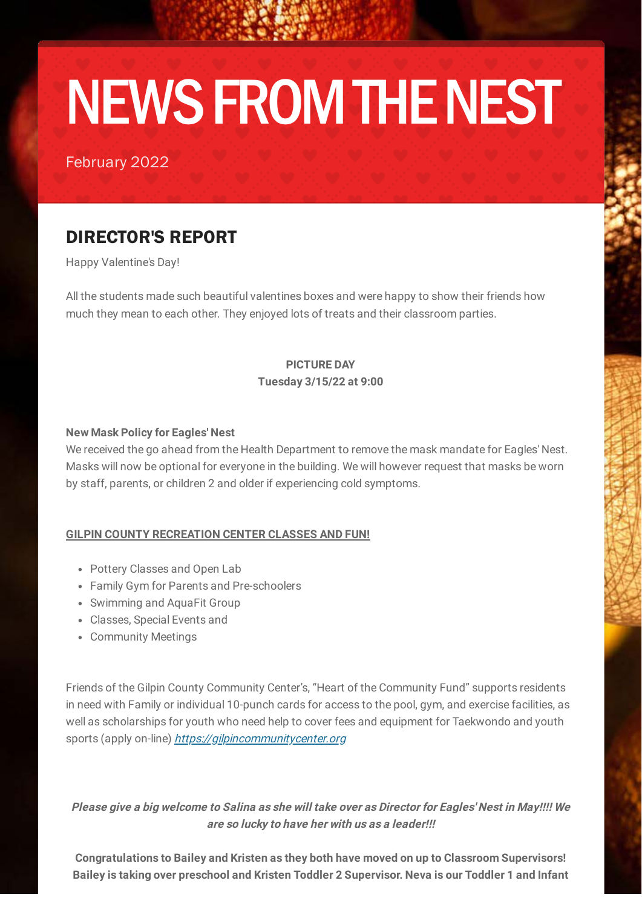# NEWS FROM THE NEST

February 2022

## DIRECTOR'S REPORT

Happy Valentine's Day!

All the students made such beautiful valentines boxes and were happy to show their friends how much they mean to each other. They enjoyed lots of treats and their classroom parties.

**PICTURE DAY**
**Tuesday 3/15/22 at 9:00**

**New Mask Policy for Eagles' Nest**
We received the go ahead from the Health Department to remove the mask mandate for Eagles' Nest. Masks will now be optional for everyone in the building. We will however request that masks be worn by staff, parents, or children 2 and older if experiencing cold symptoms.

**GILPIN COUNTY RECREATION CENTER CLASSES AND FUN!**

- Pottery Classes and Open Lab
- Family Gym for Parents and Pre-schoolers
- Swimming and AquaFit Group
- Classes, Special Events and
- Community Meetings

Friends of the Gilpin County Community Center's, "Heart of the Community Fund" supports residents in need with Family or individual 10-punch cards for access to the pool, gym, and exercise facilities, as well as scholarships for youth who need help to cover fees and equipment for Taekwondo and youth sports (apply on-line) *https://gilpincommunitycenter.org*

***Please give a big welcome to Salina as she will take over as Director for Eagles' Nest in May!!!! We are so lucky to have her with us as a leader!!!***

**Congratulations to Bailey and Kristen as they both have moved on up to Classroom Supervisors! Bailey is taking over preschool and Kristen Toddler 2 Supervisor. Neva is our Toddler 1 and Infant**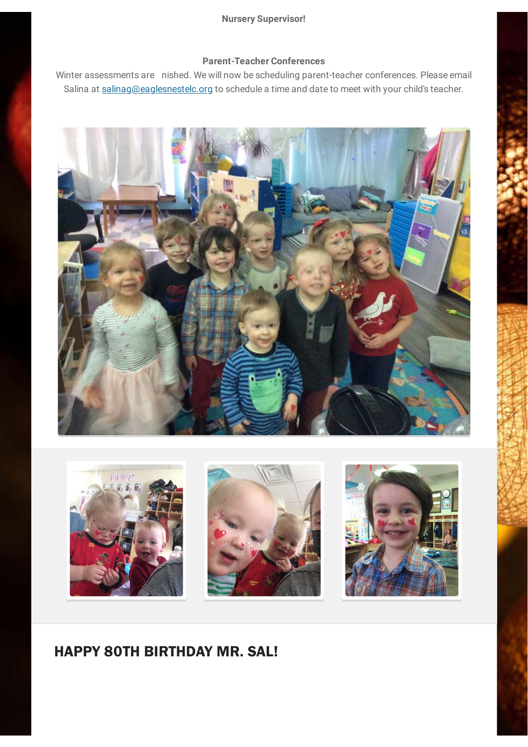**Nursery Supervisor!**

**Parent-Teacher Conferences**

Winter assessments are nished. We will now be scheduling parent-teacher conferences. Please email Salina at salinag@eaglesnestelc.org to schedule a time and date to meet with your child's teacher.

## HAPPY 80TH BIRTHDAY MR. SAL!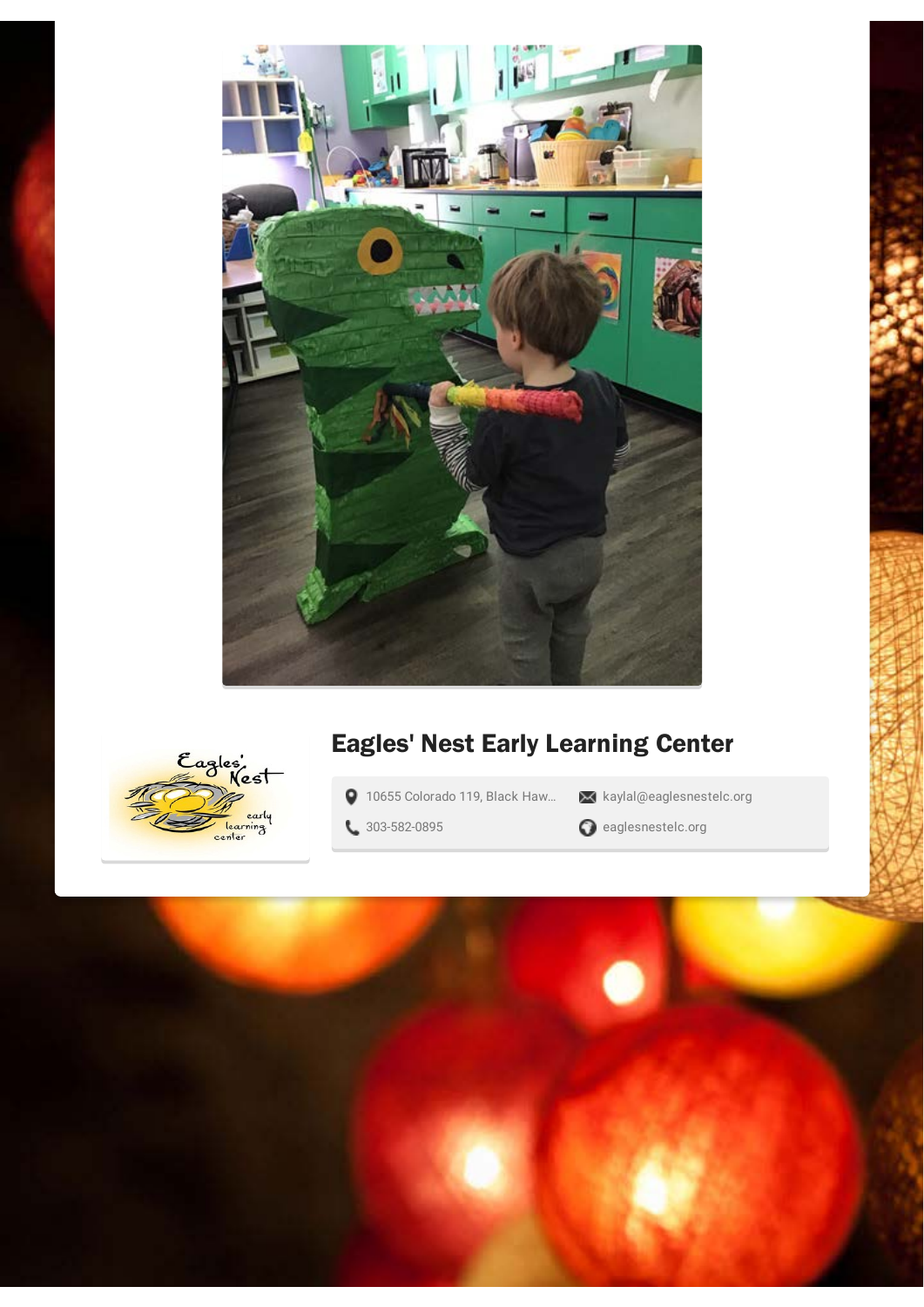## Eagles' Nest Early Learning Center

10655 Colorado 119, Black Haw...

303-582-0895

kaylal@eaglesnestelc.org

eaglesnestelc.org